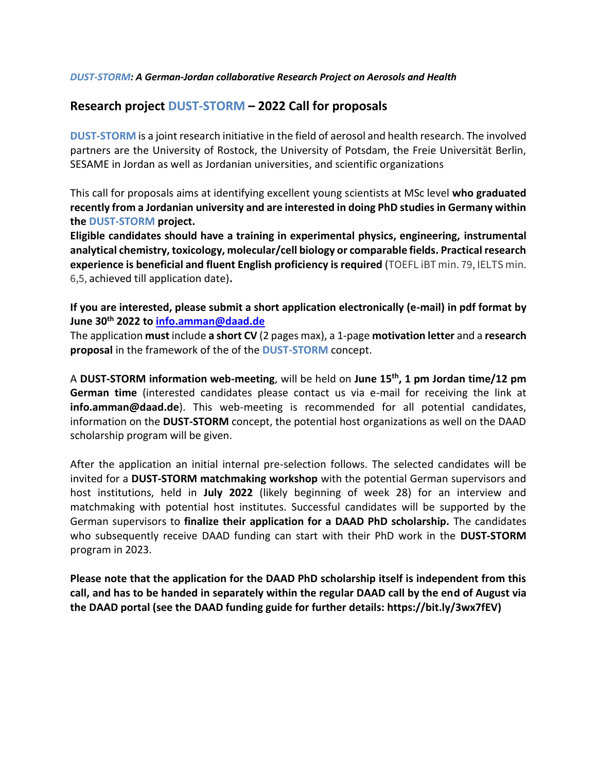***DUST-STORM: A German-Jordan collaborative Research Project on Aerosols and Health***

## Research project DUST-STORM – 2022 Call for proposals

**DUST-STORM** is a joint research initiative in the field of aerosol and health research. The involved partners are the University of Rostock, the University of Potsdam, the Freie Universität Berlin, SESAME in Jordan as well as Jordanian universities, and scientific organizations

This call for proposals aims at identifying excellent young scientists at MSc level **who graduated recently from a Jordanian university and are interested in doing PhD studies in Germany within the DUST-STORM project.**
**Eligible candidates should have a training in experimental physics, engineering, instrumental analytical chemistry, toxicology, molecular/cell biology or comparable fields. Practical research experience is beneficial and fluent English proficiency is required** (TOEFL iBT min. 79, IELTS min. 6,5, achieved till application date)**.**

**If you are interested, please submit a short application electronically (e-mail) in pdf format by June 30th 2022 to info.amman@daad.de**
The application **must** include **a short CV** (2 pages max), a 1-page **motivation letter** and a **research proposal** in the framework of the of the **DUST-STORM** concept.

A **DUST-STORM information web-meeting**, will be held on **June 15th, 1 pm Jordan time/12 pm German time** (interested candidates please contact us via e-mail for receiving the link at **info.amman@daad.de**). This web-meeting is recommended for all potential candidates, information on the **DUST-STORM** concept, the potential host organizations as well on the DAAD scholarship program will be given.

After the application an initial internal pre-selection follows. The selected candidates will be invited for a **DUST-STORM matchmaking workshop** with the potential German supervisors and host institutions, held in **July 2022** (likely beginning of week 28) for an interview and matchmaking with potential host institutes. Successful candidates will be supported by the German supervisors to **finalize their application for a DAAD PhD scholarship.** The candidates who subsequently receive DAAD funding can start with their PhD work in the **DUST-STORM** program in 2023.

**Please note that the application for the DAAD PhD scholarship itself is independent from this call, and has to be handed in separately within the regular DAAD call by the end of August via the DAAD portal (see the DAAD funding guide for further details: https://bit.ly/3wx7fEV)**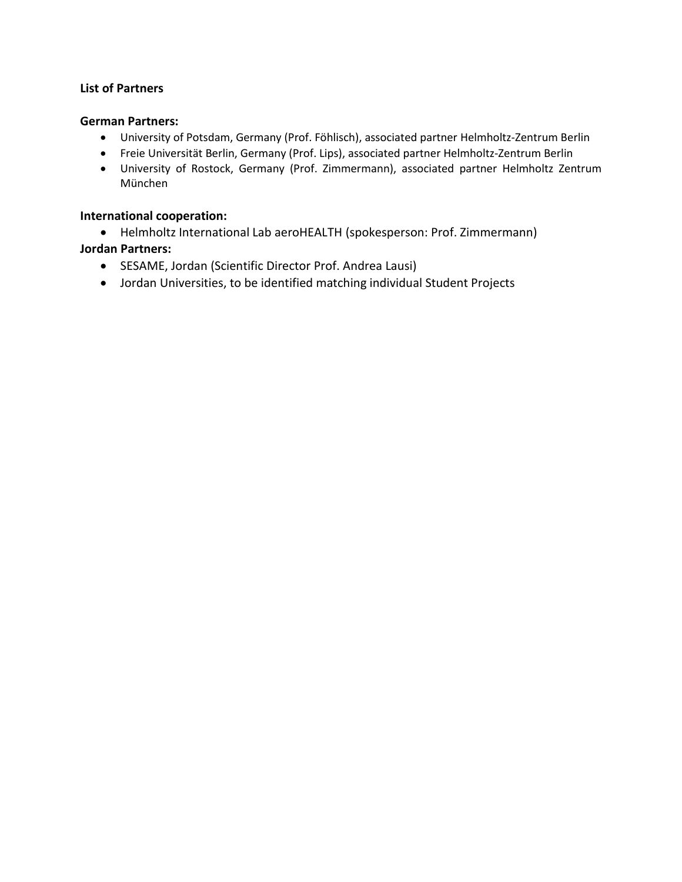**List of Partners**

**German Partners:**

- University of Potsdam, Germany (Prof. Föhlisch), associated partner Helmholtz-Zentrum Berlin
- Freie Universität Berlin, Germany (Prof. Lips), associated partner Helmholtz-Zentrum Berlin
- University of Rostock, Germany (Prof. Zimmermann), associated partner Helmholtz Zentrum München

**International cooperation:**

- Helmholtz International Lab aeroHEALTH (spokesperson: Prof. Zimmermann)

**Jordan Partners:**

- SESAME, Jordan (Scientific Director Prof. Andrea Lausi)
- Jordan Universities, to be identified matching individual Student Projects